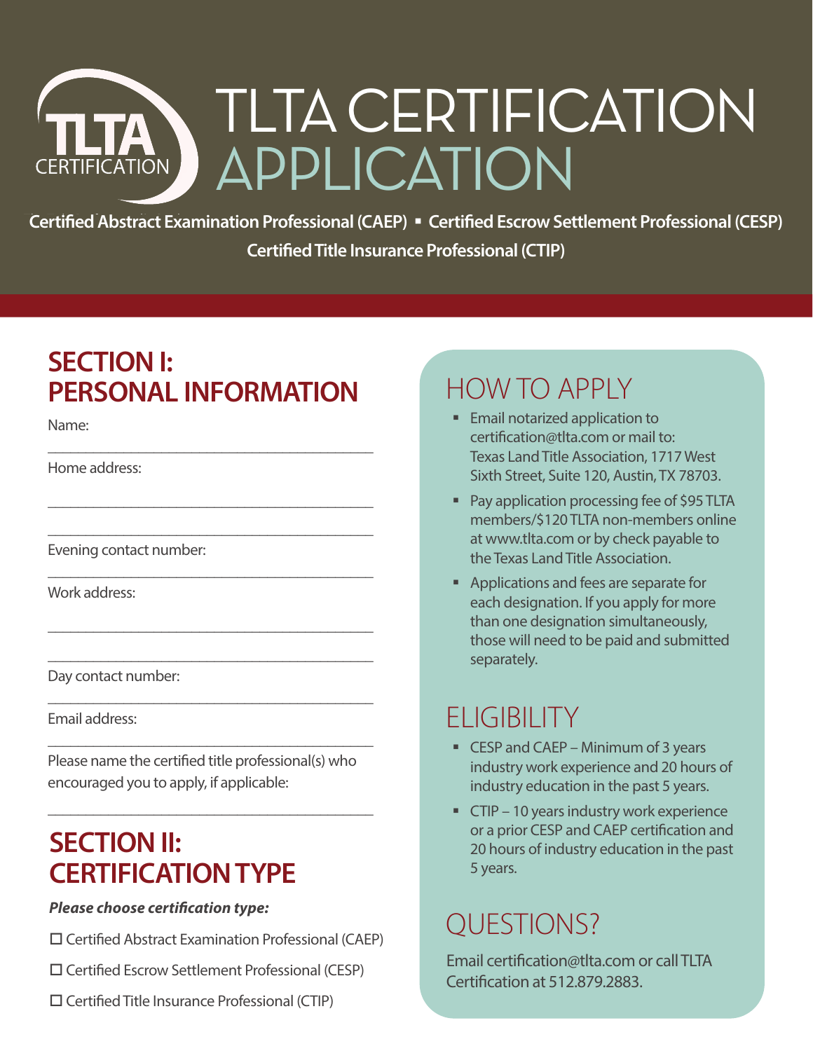# TLTA CERTIFICATION APPLICATION

**Certified Abstract Examination Professional (CAEP) ▪ Certified Escrow Settlement Professional (CESP)**

**Certified Title Insurance Professional (CTIP)**

## SECTION I: PERSONAL INFORMATION

Name:

\_\_\_\_\_\_\_\_\_\_\_\_\_\_\_\_\_\_\_\_\_\_\_\_\_\_\_\_\_\_\_\_\_\_\_\_\_\_\_\_

Home address:

\_\_\_\_\_\_\_\_\_\_\_\_\_\_\_\_\_\_\_\_\_\_\_\_\_\_\_\_\_\_\_\_\_\_\_\_\_\_\_\_

\_\_\_\_\_\_\_\_\_\_\_\_\_\_\_\_\_\_\_\_\_\_\_\_\_\_\_\_\_\_\_\_\_\_\_\_\_\_\_\_

Evening contact number:

\_\_\_\_\_\_\_\_\_\_\_\_\_\_\_\_\_\_\_\_\_\_\_\_\_\_\_\_\_\_\_\_\_\_\_\_\_\_\_\_

Work address:

\_\_\_\_\_\_\_\_\_\_\_\_\_\_\_\_\_\_\_\_\_\_\_\_\_\_\_\_\_\_\_\_\_\_\_\_\_\_\_\_

\_\_\_\_\_\_\_\_\_\_\_\_\_\_\_\_\_\_\_\_\_\_\_\_\_\_\_\_\_\_\_\_\_\_\_\_\_\_\_\_

Day contact number:

\_\_\_\_\_\_\_\_\_\_\_\_\_\_\_\_\_\_\_\_\_\_\_\_\_\_\_\_\_\_\_\_\_\_\_\_\_\_\_\_

Email address:

\_\_\_\_\_\_\_\_\_\_\_\_\_\_\_\_\_\_\_\_\_\_\_\_\_\_\_\_\_\_\_\_\_\_\_\_\_\_\_\_

Please name the certified title professional(s) who encouraged you to apply, if applicable:

\_\_\_\_\_\_\_\_\_\_\_\_\_\_\_\_\_\_\_\_\_\_\_\_\_\_\_\_\_\_\_\_\_\_\_\_\_\_\_\_

## SECTION II: CERTIFICATION TYPE

***Please choose certification type:***

☐ Certified Abstract Examination Professional (CAEP)

☐ Certified Escrow Settlement Professional (CESP)

☐ Certified Title Insurance Professional (CTIP)

## HOW TO APPLY

- Email notarized application to certification@tlta.com or mail to: Texas Land Title Association, 1717 West Sixth Street, Suite 120, Austin, TX 78703.
- Pay application processing fee of $95 TLTA members/$120 TLTA non-members online at www.tlta.com or by check payable to the Texas Land Title Association.
- Applications and fees are separate for each designation. If you apply for more than one designation simultaneously, those will need to be paid and submitted separately.

## ELIGIBILITY

- CESP and CAEP – Minimum of 3 years industry work experience and 20 hours of industry education in the past 5 years.
- CTIP – 10 years industry work experience or a prior CESP and CAEP certification and 20 hours of industry education in the past 5 years.

## QUESTIONS?

Email certification@tlta.com or call TLTA Certification at 512.879.2883.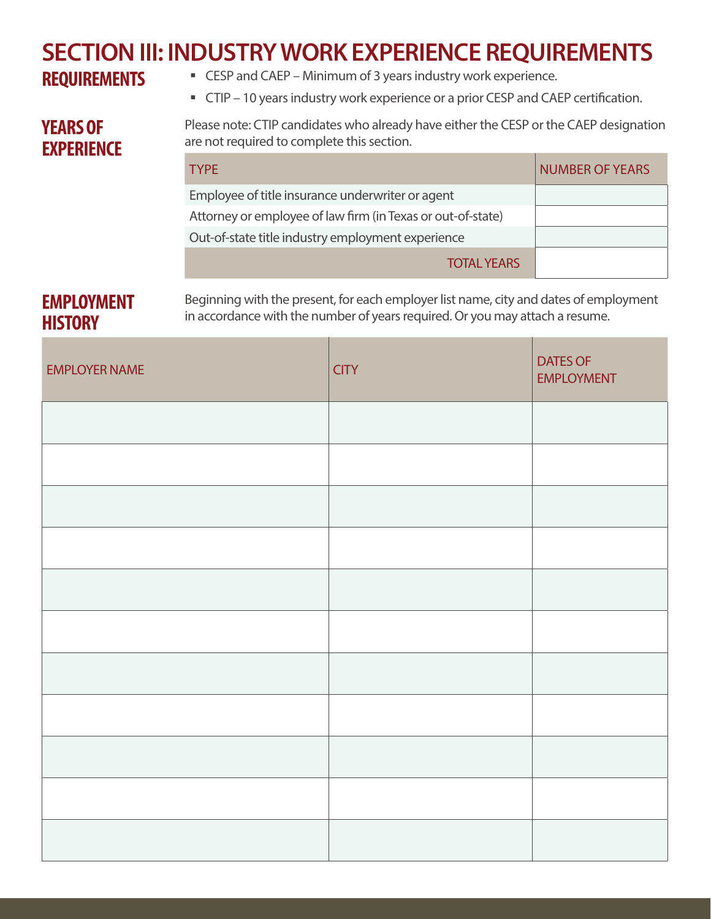# SECTION III: INDUSTRY WORK EXPERIENCE REQUIREMENTS

## REQUIREMENTS

- CESP and CAEP – Minimum of 3 years industry work experience.
- CTIP – 10 years industry work experience or a prior CESP and CAEP certification.

## YEARS OF EXPERIENCE

Please note: CTIP candidates who already have either the CESP or the CAEP designation are not required to complete this section.

| TYPE | NUMBER OF YEARS |
|---|---|
| Employee of title insurance underwriter or agent | |
| Attorney or employee of law firm (in Texas or out-of-state) | |
| Out-of-state title industry employment experience | |
| TOTAL YEARS | |

## EMPLOYMENT HISTORY

Beginning with the present, for each employer list name, city and dates of employment in accordance with the number of years required. Or you may attach a resume.

| EMPLOYER NAME | CITY | DATES OF EMPLOYMENT |
|---|---|---|
| | | |
| | | |
| | | |
| | | |
| | | |
| | | |
| | | |
| | | |
| | | |
| | | |
| | | |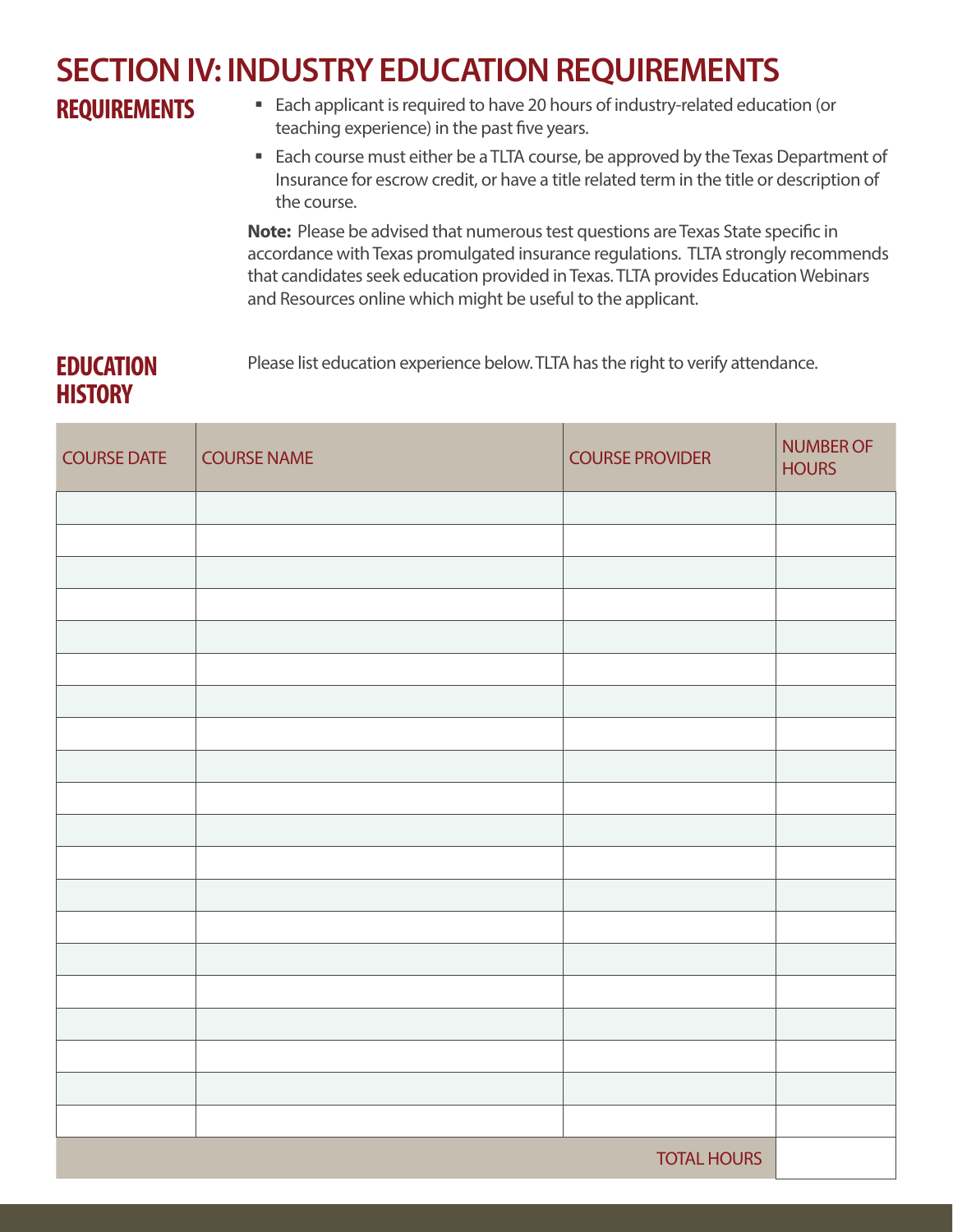# SECTION IV: INDUSTRY EDUCATION REQUIREMENTS

## REQUIREMENTS

- Each applicant is required to have 20 hours of industry-related education (or teaching experience) in the past five years.
- Each course must either be a TLTA course, be approved by the Texas Department of Insurance for escrow credit, or have a title related term in the title or description of the course.

**Note:** Please be advised that numerous test questions are Texas State specific in accordance with Texas promulgated insurance regulations. TLTA strongly recommends that candidates seek education provided in Texas. TLTA provides Education Webinars and Resources online which might be useful to the applicant.

## EDUCATION HISTORY

Please list education experience below. TLTA has the right to verify attendance.

| COURSE DATE | COURSE NAME | COURSE PROVIDER | NUMBER OF HOURS |
|---|---|---|---|
| | | | |
| | | | |
| | | | |
| | | | |
| | | | |
| | | | |
| | | | |
| | | | |
| | | | |
| | | | |
| | | | |
| | | | |
| | | | |
| | | | |
| | | | |
| | | | |
| | | | |
| | | | |
| | | | |
| | | | |
| | | TOTAL HOURS | |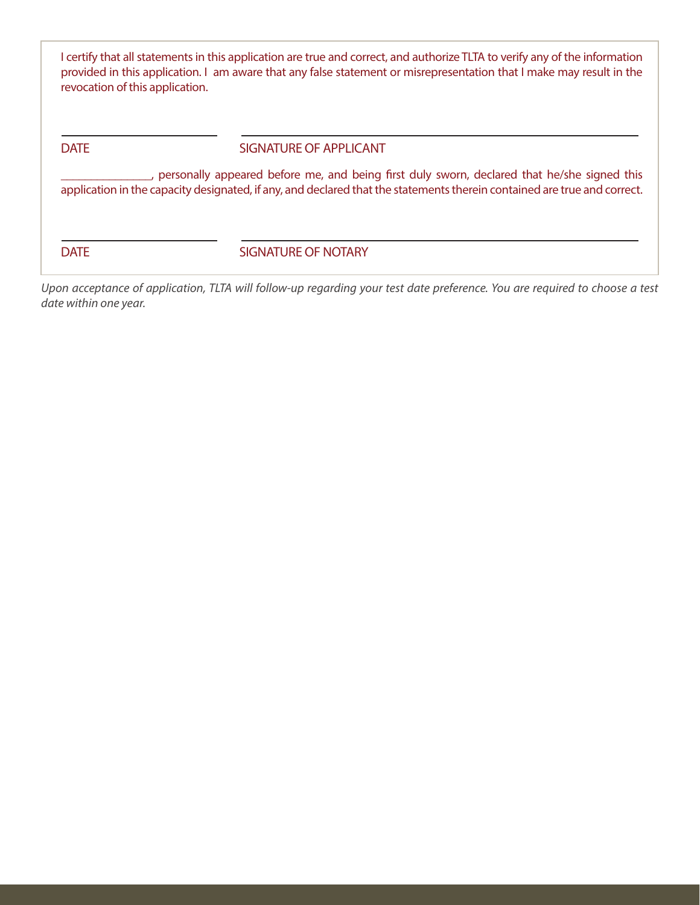I certify that all statements in this application are true and correct, and authorize TLTA to verify any of the information provided in this application. I am aware that any false statement or misrepresentation that I make may result in the revocation of this application.

_______________________ &nbsp;&nbsp;&nbsp;&nbsp; _______________________________________________

DATE &nbsp;&nbsp;&nbsp;&nbsp; SIGNATURE OF APPLICANT

_______________, personally appeared before me, and being first duly sworn, declared that he/she signed this application in the capacity designated, if any, and declared that the statements therein contained are true and correct.

_______________________ &nbsp;&nbsp;&nbsp;&nbsp; _______________________________________________

DATE &nbsp;&nbsp;&nbsp;&nbsp; SIGNATURE OF NOTARY

*Upon acceptance of application, TLTA will follow-up regarding your test date preference. You are required to choose a test date within one year.*